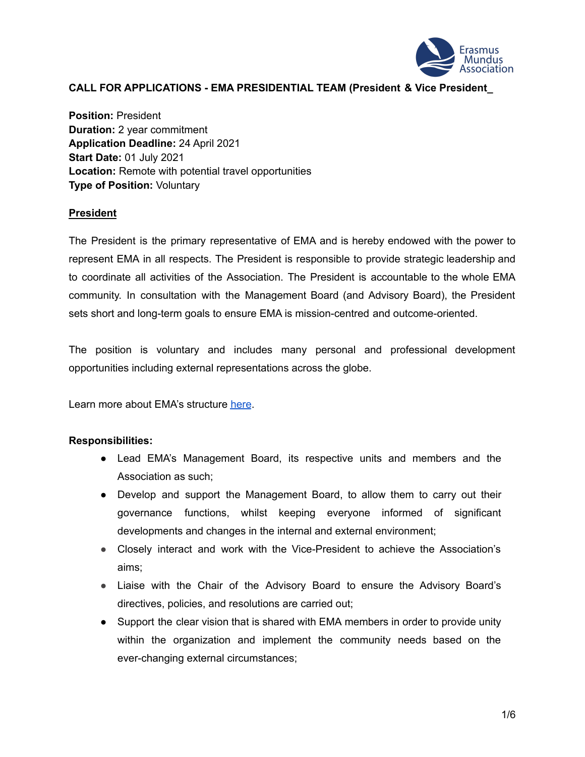**CALL FOR APPLICATIONS - EMA PRESIDENTIAL TEAM (President & Vice President_**

**Position:** President
**Duration:** 2 year commitment
**Application Deadline:** 24 April 2021
**Start Date:** 01 July 2021
**Location:** Remote with potential travel opportunities
**Type of Position:** Voluntary

**President**

The President is the primary representative of EMA and is hereby endowed with the power to represent EMA in all respects. The President is responsible to provide strategic leadership and to coordinate all activities of the Association. The President is accountable to the whole EMA community. In consultation with the Management Board (and Advisory Board), the President sets short and long-term goals to ensure EMA is mission-centred and outcome-oriented.

The position is voluntary and includes many personal and professional development opportunities including external representations across the globe.

Learn more about EMA's structure here.

**Responsibilities:**

- Lead EMA's Management Board, its respective units and members and the Association as such;
- Develop and support the Management Board, to allow them to carry out their governance functions, whilst keeping everyone informed of significant developments and changes in the internal and external environment;
- Closely interact and work with the Vice-President to achieve the Association's aims;
- Liaise with the Chair of the Advisory Board to ensure the Advisory Board's directives, policies, and resolutions are carried out;
- Support the clear vision that is shared with EMA members in order to provide unity within the organization and implement the community needs based on the ever-changing external circumstances;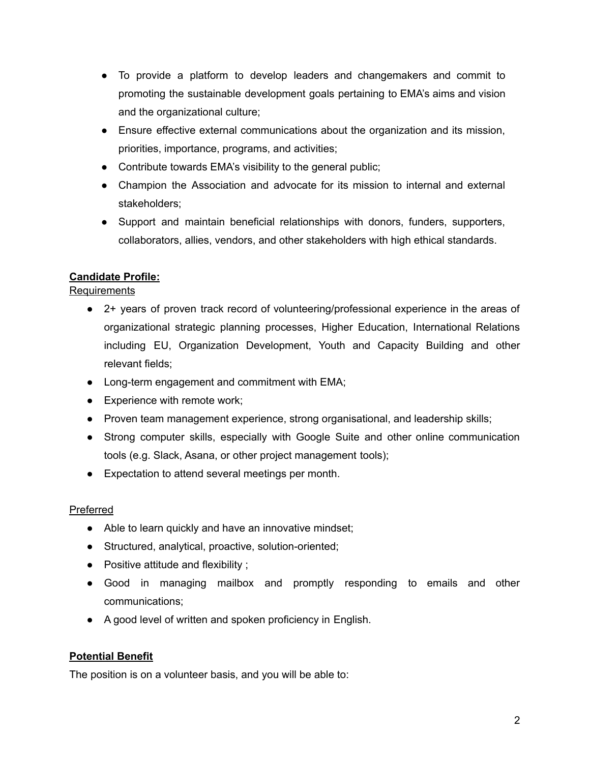- To provide a platform to develop leaders and changemakers and commit to promoting the sustainable development goals pertaining to EMA's aims and vision and the organizational culture;
- Ensure effective external communications about the organization and its mission, priorities, importance, programs, and activities;
- Contribute towards EMA's visibility to the general public;
- Champion the Association and advocate for its mission to internal and external stakeholders;
- Support and maintain beneficial relationships with donors, funders, supporters, collaborators, allies, vendors, and other stakeholders with high ethical standards.

**<u>Candidate Profile:</u>**

<u>Requirements</u>

- 2+ years of proven track record of volunteering/professional experience in the areas of organizational strategic planning processes, Higher Education, International Relations including EU, Organization Development, Youth and Capacity Building and other relevant fields;
- Long-term engagement and commitment with EMA;
- Experience with remote work;
- Proven team management experience, strong organisational, and leadership skills;
- Strong computer skills, especially with Google Suite and other online communication tools (e.g. Slack, Asana, or other project management tools);
- Expectation to attend several meetings per month.

<u>Preferred</u>

- Able to learn quickly and have an innovative mindset;
- Structured, analytical, proactive, solution-oriented;
- Positive attitude and flexibility ;
- Good in managing mailbox and promptly responding to emails and other communications;
- A good level of written and spoken proficiency in English.

**<u>Potential Benefit</u>**

The position is on a volunteer basis, and you will be able to: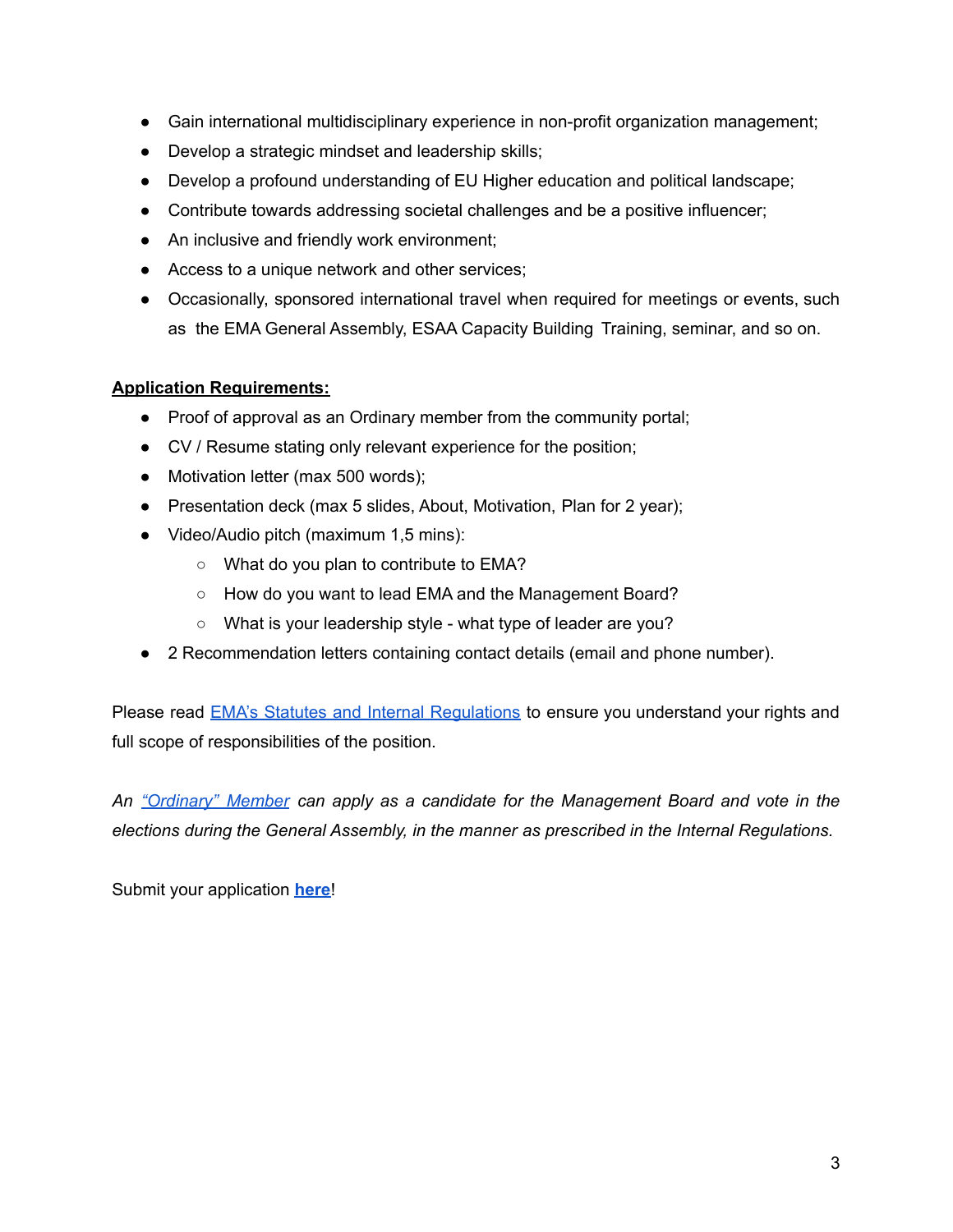- Gain international multidisciplinary experience in non-profit organization management;
- Develop a strategic mindset and leadership skills;
- Develop a profound understanding of EU Higher education and political landscape;
- Contribute towards addressing societal challenges and be a positive influencer;
- An inclusive and friendly work environment;
- Access to a unique network and other services;
- Occasionally, sponsored international travel when required for meetings or events, such as the EMA General Assembly, ESAA Capacity Building Training, seminar, and so on.

**Application Requirements:**

- Proof of approval as an Ordinary member from the community portal;
- CV / Resume stating only relevant experience for the position;
- Motivation letter (max 500 words);
- Presentation deck (max 5 slides, About, Motivation, Plan for 2 year);
- Video/Audio pitch (maximum 1,5 mins):
  - What do you plan to contribute to EMA?
  - How do you want to lead EMA and the Management Board?
  - What is your leadership style - what type of leader are you?
- 2 Recommendation letters containing contact details (email and phone number).

Please read EMA's Statutes and Internal Regulations to ensure you understand your rights and full scope of responsibilities of the position.

*An "Ordinary" Member can apply as a candidate for the Management Board and vote in the elections during the General Assembly, in the manner as prescribed in the Internal Regulations.*

Submit your application **here**!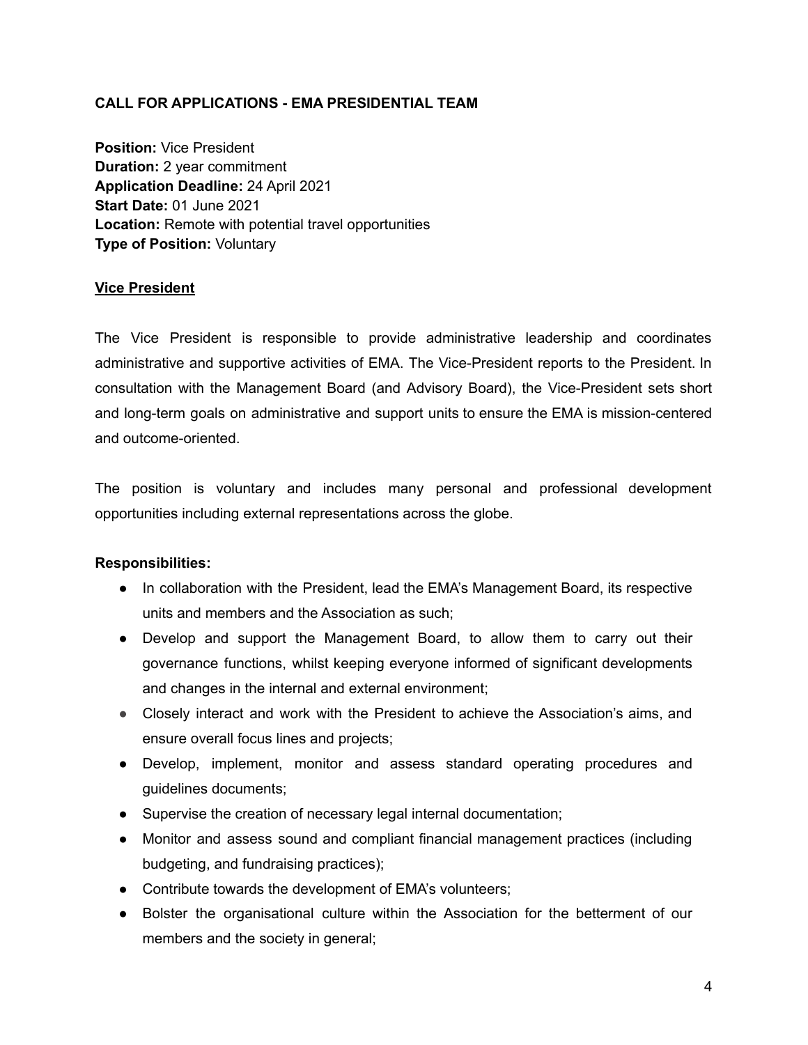**CALL FOR APPLICATIONS - EMA PRESIDENTIAL TEAM**

**Position:** Vice President
**Duration:** 2 year commitment
**Application Deadline:** 24 April 2021
**Start Date:** 01 June 2021
**Location:** Remote with potential travel opportunities
**Type of Position:** Voluntary

**Vice President**

The Vice President is responsible to provide administrative leadership and coordinates administrative and supportive activities of EMA. The Vice-President reports to the President. In consultation with the Management Board (and Advisory Board), the Vice-President sets short and long-term goals on administrative and support units to ensure the EMA is mission-centered and outcome-oriented.

The position is voluntary and includes many personal and professional development opportunities including external representations across the globe.

**Responsibilities:**

- In collaboration with the President, lead the EMA's Management Board, its respective units and members and the Association as such;
- Develop and support the Management Board, to allow them to carry out their governance functions, whilst keeping everyone informed of significant developments and changes in the internal and external environment;
- Closely interact and work with the President to achieve the Association's aims, and ensure overall focus lines and projects;
- Develop, implement, monitor and assess standard operating procedures and guidelines documents;
- Supervise the creation of necessary legal internal documentation;
- Monitor and assess sound and compliant financial management practices (including budgeting, and fundraising practices);
- Contribute towards the development of EMA's volunteers;
- Bolster the organisational culture within the Association for the betterment of our members and the society in general;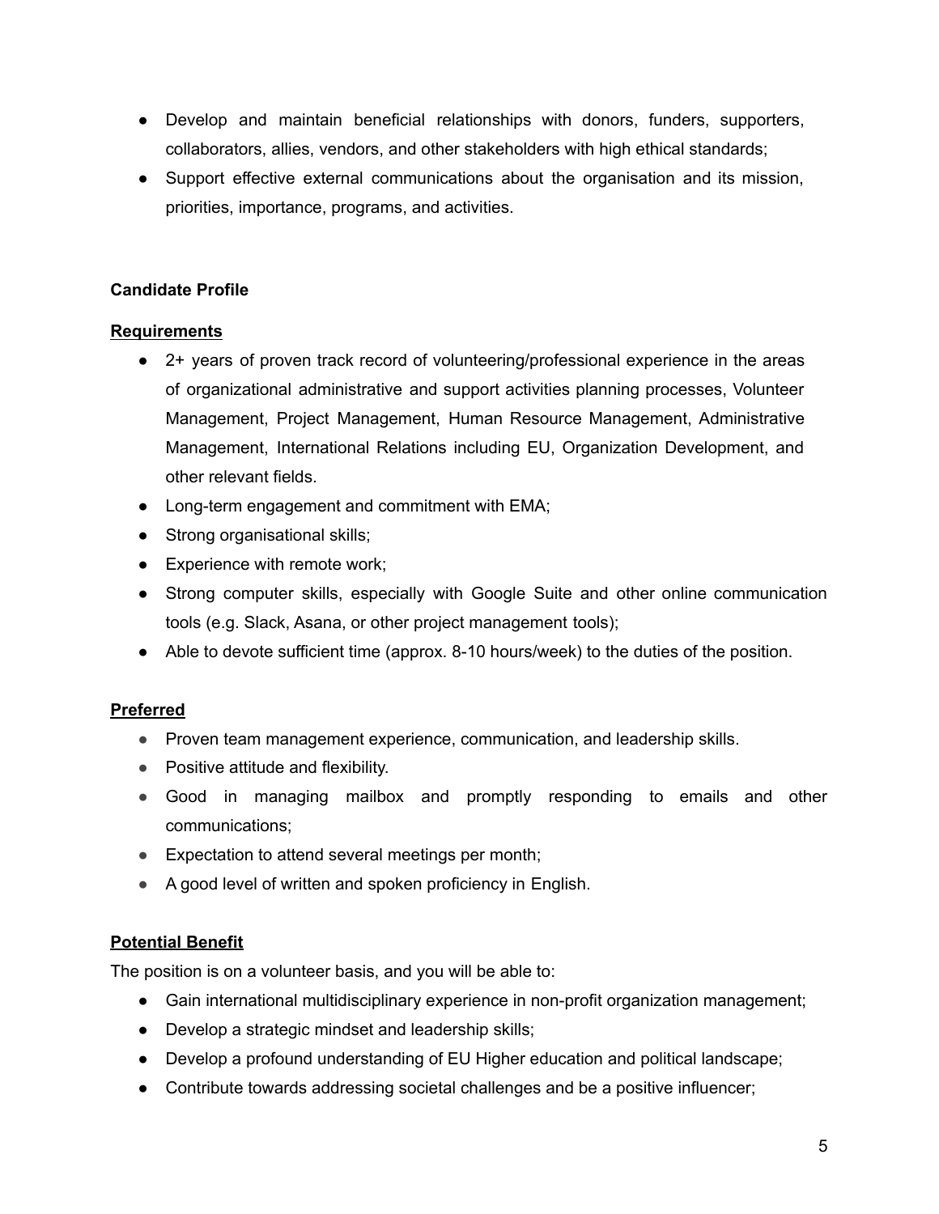- Develop and maintain beneficial relationships with donors, funders, supporters, collaborators, allies, vendors, and other stakeholders with high ethical standards;
- Support effective external communications about the organisation and its mission, priorities, importance, programs, and activities.

**Candidate Profile**

**Requirements**

- 2+ years of proven track record of volunteering/professional experience in the areas of organizational administrative and support activities planning processes, Volunteer Management, Project Management, Human Resource Management, Administrative Management, International Relations including EU, Organization Development, and other relevant fields.
- Long-term engagement and commitment with EMA;
- Strong organisational skills;
- Experience with remote work;
- Strong computer skills, especially with Google Suite and other online communication tools (e.g. Slack, Asana, or other project management tools);
- Able to devote sufficient time (approx. 8-10 hours/week) to the duties of the position.

**Preferred**

- Proven team management experience, communication, and leadership skills.
- Positive attitude and flexibility.
- Good in managing mailbox and promptly responding to emails and other communications;
- Expectation to attend several meetings per month;
- A good level of written and spoken proficiency in English.

**Potential Benefit**

The position is on a volunteer basis, and you will be able to:

- Gain international multidisciplinary experience in non-profit organization management;
- Develop a strategic mindset and leadership skills;
- Develop a profound understanding of EU Higher education and political landscape;
- Contribute towards addressing societal challenges and be a positive influencer;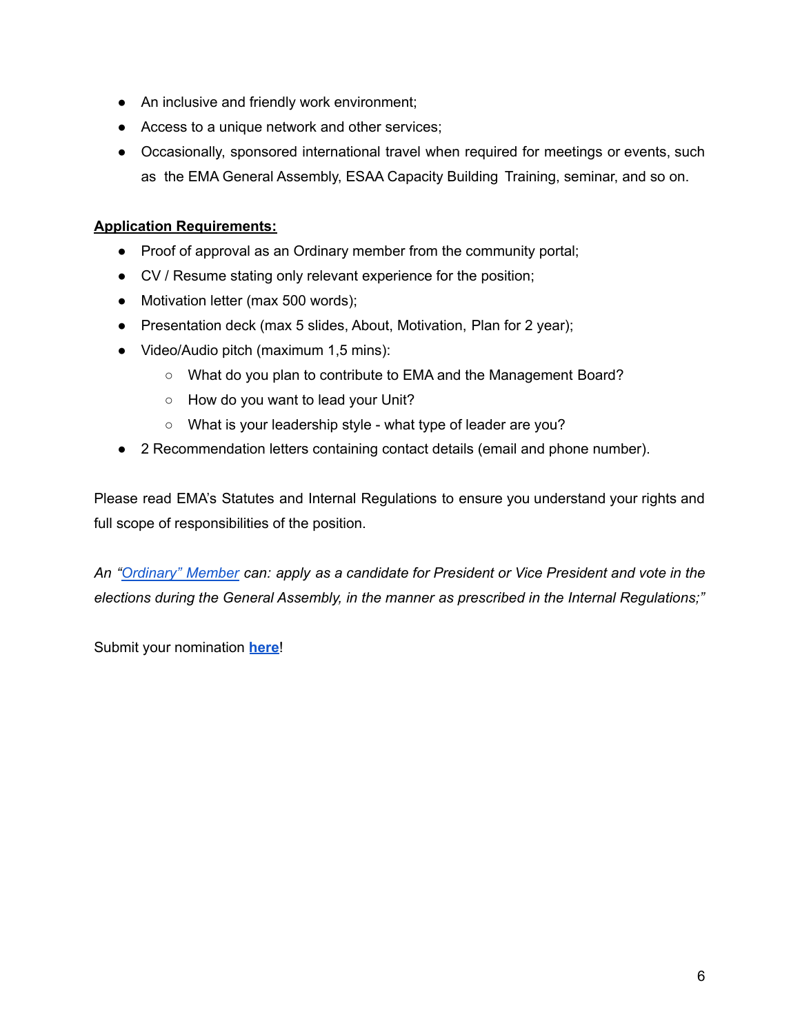- An inclusive and friendly work environment;
- Access to a unique network and other services;
- Occasionally, sponsored international travel when required for meetings or events, such as the EMA General Assembly, ESAA Capacity Building Training, seminar, and so on.

**Application Requirements:**

- Proof of approval as an Ordinary member from the community portal;
- CV / Resume stating only relevant experience for the position;
- Motivation letter (max 500 words);
- Presentation deck (max 5 slides, About, Motivation, Plan for 2 year);
- Video/Audio pitch (maximum 1,5 mins):
  - What do you plan to contribute to EMA and the Management Board?
  - How do you want to lead your Unit?
  - What is your leadership style - what type of leader are you?
- 2 Recommendation letters containing contact details (email and phone number).

Please read EMA's Statutes and Internal Regulations to ensure you understand your rights and full scope of responsibilities of the position.

*An "Ordinary" Member can: apply as a candidate for President or Vice President and vote in the elections during the General Assembly, in the manner as prescribed in the Internal Regulations;"*

Submit your nomination **here**!